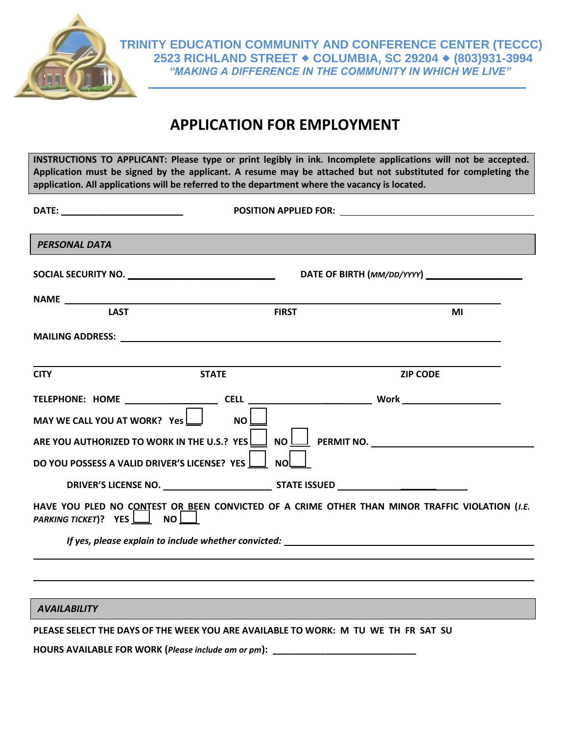**TRINITY EDUCATION COMMUNITY AND CONFERENCE CENTER (TECCC)**
**2523 RICHLAND STREET ◆ COLUMBIA, SC 29204 ◆ (803)931-3994**
***"MAKING A DIFFERENCE IN THE COMMUNITY IN WHICH WE LIVE"***

# APPLICATION FOR EMPLOYMENT

**INSTRUCTIONS TO APPLICANT: Please type or print legibly in ink. Incomplete applications will not be accepted. Application must be signed by the applicant. A resume may be attached but not substituted for completing the application. All applications will be referred to the department where the vacancy is located.**

**DATE:** ________________________ **POSITION APPLIED FOR:** ________________________

## *PERSONAL DATA*

**SOCIAL SECURITY NO.** ____________________________ **DATE OF BIRTH (*MM/DD/YYYY*)** __________________

**NAME** ______________________________________________________________

**LAST** **FIRST** **MI**

**MAILING ADDRESS:** ______________________________________________________

______________________________________________________________

**CITY** **STATE** **ZIP CODE**

**TELEPHONE: HOME** __________________ **CELL** ______________________ **Work** ___________________

**MAY WE CALL YOU AT WORK? Yes** ☐ **NO** ☐

**ARE YOU AUTHORIZED TO WORK IN THE U.S.? YES** ☐ **NO** ☐ **PERMIT NO.** ____________________________

**DO YOU POSSESS A VALID DRIVER'S LICENSE? YES** ☐ **NO** ☐

**DRIVER'S LICENSE NO.** ______________________ **STATE ISSUED** ______________________

**HAVE YOU PLED NO CONTEST OR BEEN CONVICTED OF A CRIME OTHER THAN MINOR TRAFFIC VIOLATION (*I.E. PARKING TICKET*)? YES** ☐ **NO** ☐

***If yes, please explain to include whether convicted:*** ______________________________________________

______________________________________________________________

______________________________________________________________

## *AVAILABILITY*

**PLEASE SELECT THE DAYS OF THE WEEK YOU ARE AVAILABLE TO WORK: M TU WE TH FR SAT SU**

**HOURS AVAILABLE FOR WORK (*Please include am or pm*):** ____________________________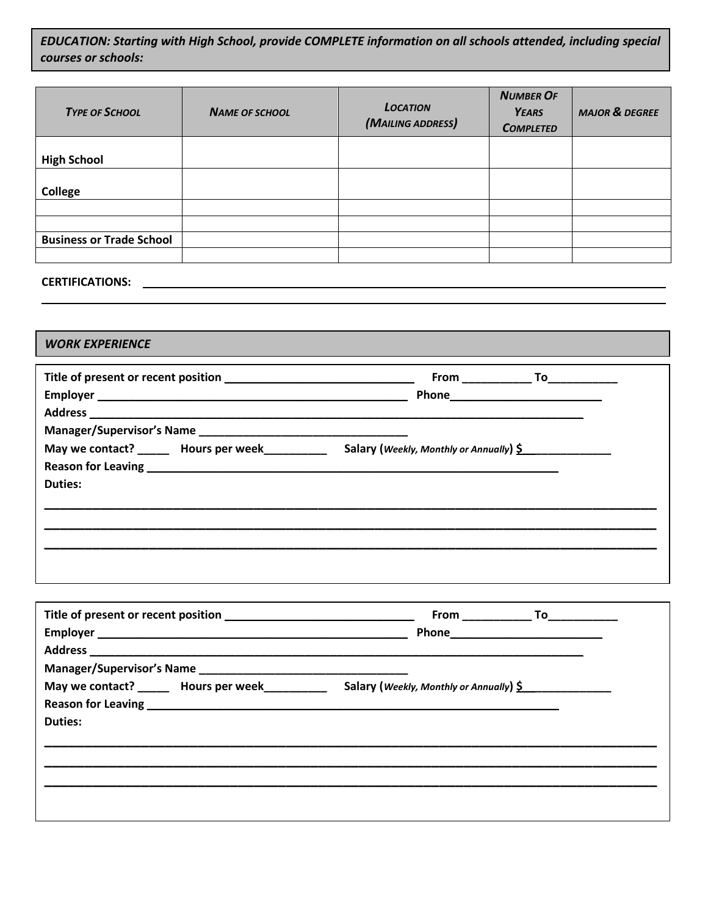***EDUCATION: Starting with High School, provide COMPLETE information on all schools attended, including special courses or schools:***

| *TYPE OF SCHOOL* | *NAME OF SCHOOL* | *LOCATION (MAILING ADDRESS)* | *NUMBER OF YEARS COMPLETED* | *MAJOR & DEGREE* |
|---|---|---|---|---|
| **High School** | | | | |
| **College** | | | | |
| | | | | |
| | | | | |
| **Business or Trade School** | | | | |
| | | | | |

**CERTIFICATIONS:** ____________________________________________________________________________

________________________________________________________________________________________________

***WORK EXPERIENCE***

**Title of present or recent position** ______________________________ **From** __________ **To**__________

**Employer** ________________________________________________ **Phone**________________________

**Address** ________________________________________________________________________________

**Manager/Supervisor's Name** ________________________________

**May we contact?** _____ **Hours per week**_________ **Salary (*Weekly, Monthly or Annually*) $**_____________

**Reason for Leaving** ________________________________________________________________

**Duties:**

________________________________________________________________________________________________

________________________________________________________________________________________________

________________________________________________________________________________________________

**Title of present or recent position** ______________________________ **From** __________ **To**__________

**Employer** ________________________________________________ **Phone**________________________

**Address** ________________________________________________________________________________

**Manager/Supervisor's Name** ________________________________

**May we contact?** _____ **Hours per week**_________ **Salary (*Weekly, Monthly or Annually*) $**_____________

**Reason for Leaving** ________________________________________________________________

**Duties:**

________________________________________________________________________________________________

________________________________________________________________________________________________

________________________________________________________________________________________________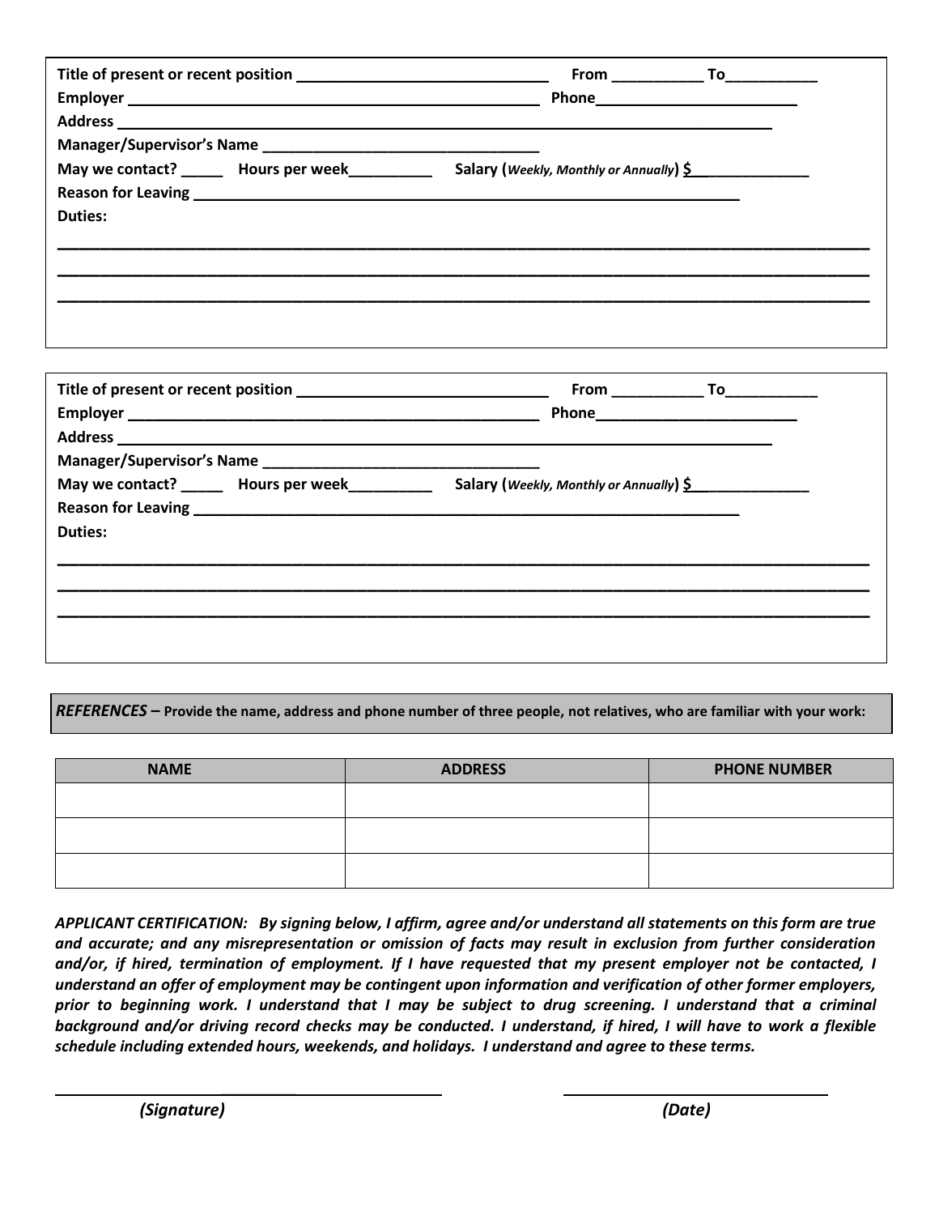**Title of present or recent position** ______________________________ **From** ___________ **To**___________

**Employer** __________________________________________________ **Phone**_________________________

**Address** ________________________________________________________________________________

**Manager/Supervisor's Name** _________________________________

**May we contact?** _____ **Hours per week**__________ **Salary (*Weekly, Monthly or Annually*) $**______________

**Reason for Leaving** _________________________________________________________________

**Duties:**

______________________________________________________________________________________________

______________________________________________________________________________________________

______________________________________________________________________________________________

**Title of present or recent position** ______________________________ **From** ___________ **To**___________

**Employer** __________________________________________________ **Phone**_________________________

**Address** ________________________________________________________________________________

**Manager/Supervisor's Name** _________________________________

**May we contact?** _____ **Hours per week**__________ **Salary (*Weekly, Monthly or Annually*) $**______________

**Reason for Leaving** _________________________________________________________________

**Duties:**

______________________________________________________________________________________________

______________________________________________________________________________________________

______________________________________________________________________________________________

***REFERENCES –*** **Provide the name, address and phone number of three people, not relatives, who are familiar with your work:**

| NAME | ADDRESS | PHONE NUMBER |
|---|---|---|
| | | |
| | | |
| | | |

***APPLICANT CERTIFICATION: By signing below, I affirm, agree and/or understand all statements on this form are true and accurate; and any misrepresentation or omission of facts may result in exclusion from further consideration and/or, if hired, termination of employment. If I have requested that my present employer not be contacted, I understand an offer of employment may be contingent upon information and verification of other former employers, prior to beginning work. I understand that I may be subject to drug screening. I understand that a criminal background and/or driving record checks may be conducted. I understand, if hired, I will have to work a flexible schedule including extended hours, weekends, and holidays. I understand and agree to these terms.***

______________________________________ ______________________________

***(Signature)*** ***(Date)***